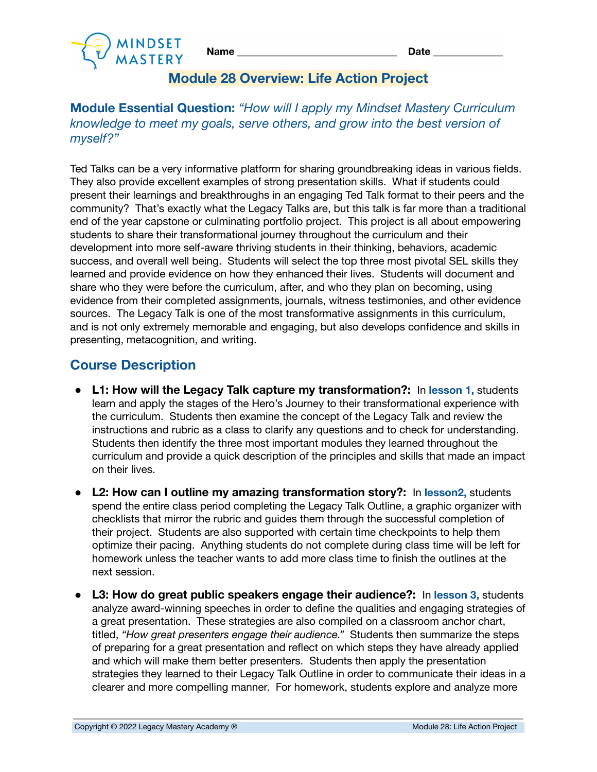Name ____________________________ Date ____________

# Module 28 Overview: Life Action Project

**Module Essential Question:** *"How will I apply my Mindset Mastery Curriculum knowledge to meet my goals, serve others, and grow into the best version of myself?"*

Ted Talks can be a very informative platform for sharing groundbreaking ideas in various fields. They also provide excellent examples of strong presentation skills. What if students could present their learnings and breakthroughs in an engaging Ted Talk format to their peers and the community? That's exactly what the Legacy Talks are, but this talk is far more than a traditional end of the year capstone or culminating portfolio project. This project is all about empowering students to share their transformational journey throughout the curriculum and their development into more self-aware thriving students in their thinking, behaviors, academic success, and overall well being. Students will select the top three most pivotal SEL skills they learned and provide evidence on how they enhanced their lives. Students will document and share who they were before the curriculum, after, and who they plan on becoming, using evidence from their completed assignments, journals, witness testimonies, and other evidence sources. The Legacy Talk is one of the most transformative assignments in this curriculum, and is not only extremely memorable and engaging, but also develops confidence and skills in presenting, metacognition, and writing.

## Course Description

- **L1: How will the Legacy Talk capture my transformation?:** In **lesson 1,** students learn and apply the stages of the Hero's Journey to their transformational experience with the curriculum. Students then examine the concept of the Legacy Talk and review the instructions and rubric as a class to clarify any questions and to check for understanding. Students then identify the three most important modules they learned throughout the curriculum and provide a quick description of the principles and skills that made an impact on their lives.
- **L2: How can I outline my amazing transformation story?:** In **lesson2,** students spend the entire class period completing the Legacy Talk Outline, a graphic organizer with checklists that mirror the rubric and guides them through the successful completion of their project. Students are also supported with certain time checkpoints to help them optimize their pacing. Anything students do not complete during class time will be left for homework unless the teacher wants to add more class time to finish the outlines at the next session.
- **L3: How do great public speakers engage their audience?:** In **lesson 3,** students analyze award-winning speeches in order to define the qualities and engaging strategies of a great presentation. These strategies are also compiled on a classroom anchor chart, titled, *"How great presenters engage their audience."* Students then summarize the steps of preparing for a great presentation and reflect on which steps they have already applied and which will make them better presenters. Students then apply the presentation strategies they learned to their Legacy Talk Outline in order to communicate their ideas in a clearer and more compelling manner. For homework, students explore and analyze more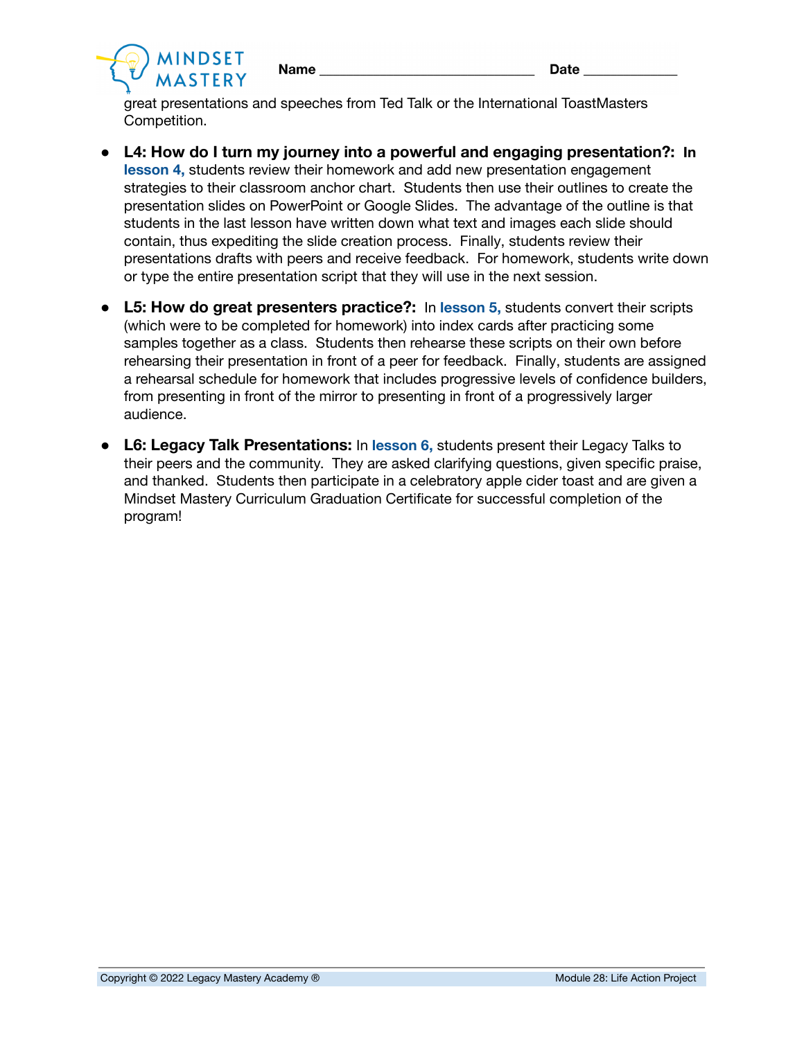great presentations and speeches from Ted Talk or the International ToastMasters Competition.

- **L4: How do I turn my journey into a powerful and engaging presentation?: In lesson 4,** students review their homework and add new presentation engagement strategies to their classroom anchor chart. Students then use their outlines to create the presentation slides on PowerPoint or Google Slides. The advantage of the outline is that students in the last lesson have written down what text and images each slide should contain, thus expediting the slide creation process. Finally, students review their presentations drafts with peers and receive feedback. For homework, students write down or type the entire presentation script that they will use in the next session.

- **L5: How do great presenters practice?:** In **lesson 5,** students convert their scripts (which were to be completed for homework) into index cards after practicing some samples together as a class. Students then rehearse these scripts on their own before rehearsing their presentation in front of a peer for feedback. Finally, students are assigned a rehearsal schedule for homework that includes progressive levels of confidence builders, from presenting in front of the mirror to presenting in front of a progressively larger audience.

- **L6: Legacy Talk Presentations:** In **lesson 6,** students present their Legacy Talks to their peers and the community. They are asked clarifying questions, given specific praise, and thanked. Students then participate in a celebratory apple cider toast and are given a Mindset Mastery Curriculum Graduation Certificate for successful completion of the program!